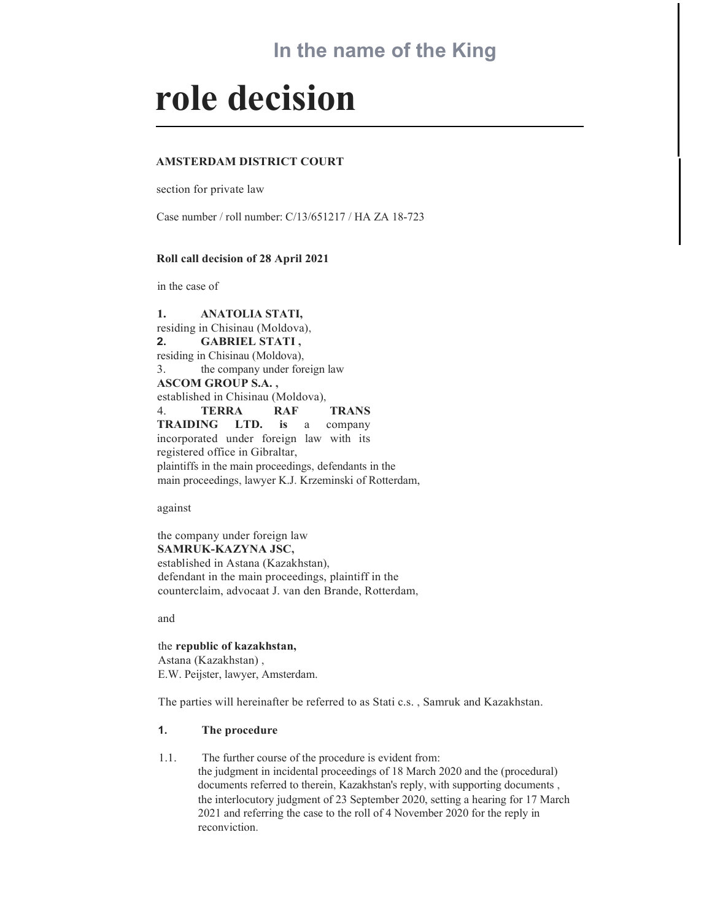## In the name of the King

# role decision

**AMSTERDAM DISTRICT COURT**

section for private law

Case number / roll number: C/13/651217 / HA ZA 18-723

**Roll call decision of 28 April 2021**

in the case of

1. **ANATOLIA STATI,**
residing in Chisinau (Moldova),
2. **GABRIEL STATI ,**
residing in Chisinau (Moldova),
3. the company under foreign law
**ASCOM GROUP S.A. ,**
established in Chisinau (Moldova),
4. **TERRA RAF TRANS TRAIDING LTD. is** a company incorporated under foreign law with its registered office in Gibraltar,
plaintiffs in the main proceedings, defendants in the main proceedings, lawyer K.J. Krzeminski of Rotterdam,

against

the company under foreign law
**SAMRUK-KAZYNA JSC,**
established in Astana (Kazakhstan),
defendant in the main proceedings, plaintiff in the counterclaim, advocaat J. van den Brande, Rotterdam,

and

the **republic of kazakhstan,**
Astana (Kazakhstan) ,
E.W. Peijster, lawyer, Amsterdam.

The parties will hereinafter be referred to as Stati c.s. , Samruk and Kazakhstan.

## 1. The procedure

1.1. The further course of the procedure is evident from:
the judgment in incidental proceedings of 18 March 2020 and the (procedural) documents referred to therein, Kazakhstan's reply, with supporting documents , the interlocutory judgment of 23 September 2020, setting a hearing for 17 March 2021 and referring the case to the roll of 4 November 2020 for the reply in reconviction.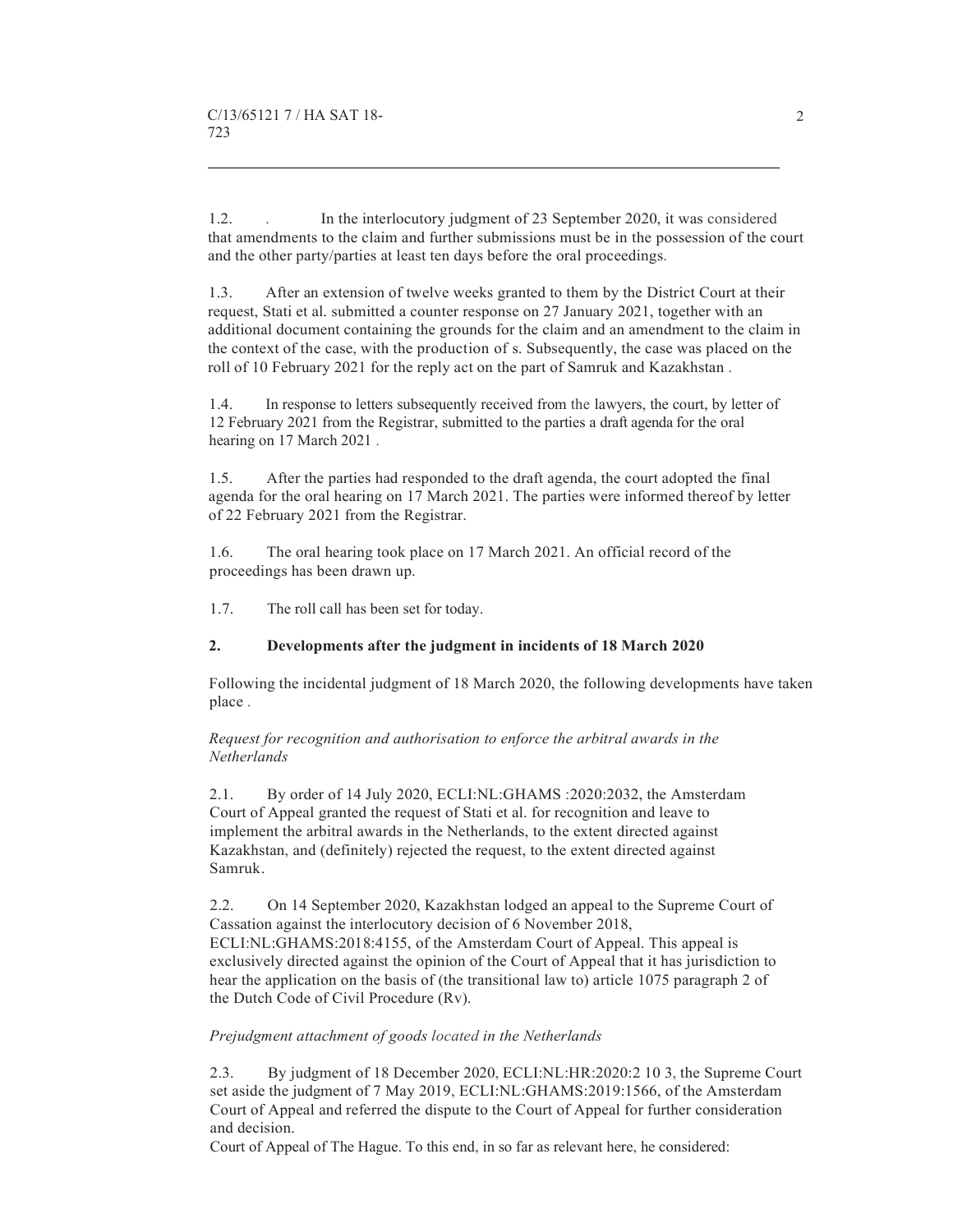1.2. . In the interlocutory judgment of 23 September 2020, it was considered that amendments to the claim and further submissions must be in the possession of the court and the other party/parties at least ten days before the oral proceedings.

1.3. After an extension of twelve weeks granted to them by the District Court at their request, Stati et al. submitted a counter response on 27 January 2021, together with an additional document containing the grounds for the claim and an amendment to the claim in the context of the case, with the production of s. Subsequently, the case was placed on the roll of 10 February 2021 for the reply act on the part of Samruk and Kazakhstan .

1.4. In response to letters subsequently received from the lawyers, the court, by letter of 12 February 2021 from the Registrar, submitted to the parties a draft agenda for the oral hearing on 17 March 2021 .

1.5. After the parties had responded to the draft agenda, the court adopted the final agenda for the oral hearing on 17 March 2021. The parties were informed thereof by letter of 22 February 2021 from the Registrar.

1.6. The oral hearing took place on 17 March 2021. An official record of the proceedings has been drawn up.

1.7. The roll call has been set for today.

## 2. Developments after the judgment in incidents of 18 March 2020

Following the incidental judgment of 18 March 2020, the following developments have taken place .

*Request for recognition and authorisation to enforce the arbitral awards in the Netherlands*

2.1. By order of 14 July 2020, ECLI:NL:GHAMS :2020:2032, the Amsterdam Court of Appeal granted the request of Stati et al. for recognition and leave to implement the arbitral awards in the Netherlands, to the extent directed against Kazakhstan, and (definitely) rejected the request, to the extent directed against Samruk.

2.2. On 14 September 2020, Kazakhstan lodged an appeal to the Supreme Court of Cassation against the interlocutory decision of 6 November 2018, ECLI:NL:GHAMS:2018:4155, of the Amsterdam Court of Appeal. This appeal is exclusively directed against the opinion of the Court of Appeal that it has jurisdiction to hear the application on the basis of (the transitional law to) article 1075 paragraph 2 of the Dutch Code of Civil Procedure (Rv).

*Prejudgment attachment of goods located in the Netherlands*

2.3. By judgment of 18 December 2020, ECLI:NL:HR:2020:2 10 3, the Supreme Court set aside the judgment of 7 May 2019, ECLI:NL:GHAMS:2019:1566, of the Amsterdam Court of Appeal and referred the dispute to the Court of Appeal for further consideration and decision.
Court of Appeal of The Hague. To this end, in so far as relevant here, he considered: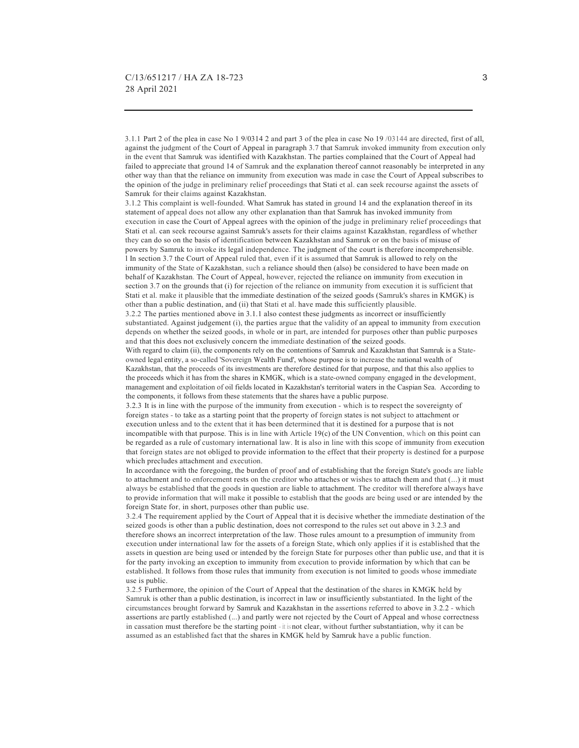3.1.1 Part 2 of the plea in case No 1 9/0314 2 and part 3 of the plea in case No 19 /03144 are directed, first of all, against the judgment of the Court of Appeal in paragraph 3.7 that Samruk invoked immunity from execution only in the event that Samruk was identified with Kazakhstan. The parties complained that the Court of Appeal had failed to appreciate that ground 14 of Samruk and the explanation thereof cannot reasonably be interpreted in any other way than that the reliance on immunity from execution was made in case the Court of Appeal subscribes to the opinion of the judge in preliminary relief proceedings that Stati et al. can seek recourse against the assets of Samruk for their claims against Kazakhstan.

3.1.2 This complaint is well-founded. What Samruk has stated in ground 14 and the explanation thereof in its statement of appeal does not allow any other explanation than that Samruk has invoked immunity from execution in case the Court of Appeal agrees with the opinion of the judge in preliminary relief proceedings that Stati et al. can seek recourse against Samruk's assets for their claims against Kazakhstan, regardless of whether they can do so on the basis of identification between Kazakhstan and Samruk or on the basis of misuse of powers by Samruk to invoke its legal independence. The judgment of the court is therefore incomprehensible.

l In section 3.7 the Court of Appeal ruled that, even if it is assumed that Samruk is allowed to rely on the immunity of the State of Kazakhstan, such a reliance should then (also) be considered to have been made on behalf of Kazakhstan. The Court of Appeal, however, rejected the reliance on immunity from execution in section 3.7 on the grounds that (i) for rejection of the reliance on immunity from execution it is sufficient that Stati et al. make it plausible that the immediate destination of the seized goods (Samruk's shares in KMGK) is other than a public destination, and (ii) that Stati et al. have made this sufficiently plausible.

3.2.2 The parties mentioned above in 3.1.1 also contest these judgments as incorrect or insufficiently substantiated. Against judgement (i), the parties argue that the validity of an appeal to immunity from execution depends on whether the seized goods, in whole or in part, are intended for purposes other than public purposes and that this does not exclusively concern the immediate destination of the seized goods.

With regard to claim (ii), the components rely on the contentions of Samruk and Kazakhstan that Samruk is a State-owned legal entity, a so-called 'Sovereign Wealth Fund', whose purpose is to increase the national wealth of Kazakhstan, that the proceeds of its investments are therefore destined for that purpose, and that this also applies to the proceeds which it has from the shares in KMGK, which is a state-owned company engaged in the development, management and exploitation of oil fields located in Kazakhstan's territorial waters in the Caspian Sea. According to the components, it follows from these statements that the shares have a public purpose.

3.2.3 It is in line with the purpose of the immunity from execution - which is to respect the sovereignty of foreign states - to take as a starting point that the property of foreign states is not subject to attachment or execution unless and to the extent that it has been determined that it is destined for a purpose that is not incompatible with that purpose. This is in line with Article 19(c) of the UN Convention, which on this point can be regarded as a rule of customary international law. It is also in line with this scope of immunity from execution that foreign states are not obliged to provide information to the effect that their property is destined for a purpose which precludes attachment and execution.

In accordance with the foregoing, the burden of proof and of establishing that the foreign State's goods are liable to attachment and to enforcement rests on the creditor who attaches or wishes to attach them and that (...) it must always be established that the goods in question are liable to attachment. The creditor will therefore always have to provide information that will make it possible to establish that the goods are being used or are intended by the foreign State for, in short, purposes other than public use.

3.2.4 The requirement applied by the Court of Appeal that it is decisive whether the immediate destination of the seized goods is other than a public destination, does not correspond to the rules set out above in 3.2.3 and therefore shows an incorrect interpretation of the law. Those rules amount to a presumption of immunity from execution under international law for the assets of a foreign State, which only applies if it is established that the assets in question are being used or intended by the foreign State for purposes other than public use, and that it is for the party invoking an exception to immunity from execution to provide information by which that can be established. It follows from those rules that immunity from execution is not limited to goods whose immediate use is public.

3.2.5 Furthermore, the opinion of the Court of Appeal that the destination of the shares in KMGK held by Samruk is other than a public destination, is incorrect in law or insufficiently substantiated. In the light of the circumstances brought forward by Samruk and Kazakhstan in the assertions referred to above in 3.2.2 - which assertions are partly established (...) and partly were not rejected by the Court of Appeal and whose correctness in cassation must therefore be the starting point - it is not clear, without further substantiation, why it can be assumed as an established fact that the shares in KMGK held by Samruk have a public function.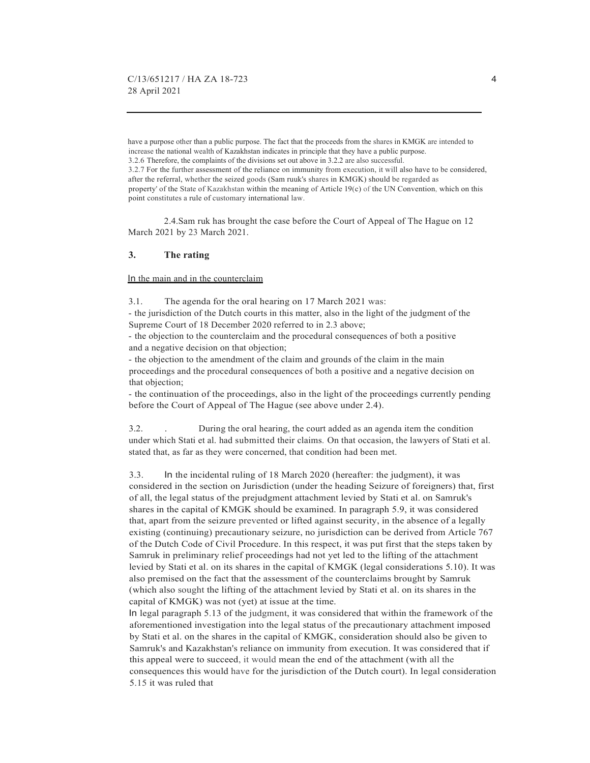have a purpose other than a public purpose. The fact that the proceeds from the shares in KMGK are intended to increase the national wealth of Kazakhstan indicates in principle that they have a public purpose.
3.2.6 Therefore, the complaints of the divisions set out above in 3.2.2 are also successful.
3.2.7 For the further assessment of the reliance on immunity from execution, it will also have to be considered, after the referral, whether the seized goods (Sam ruuk's shares in KMGK) should be regarded as property' of the State of Kazakhstan within the meaning of Article 19(c) of the UN Convention, which on this point constitutes a rule of customary international law.

2.4.Sam ruk has brought the case before the Court of Appeal of The Hague on 12 March 2021 by 23 March 2021.

## 3. The rating

In the main and in the counterclaim

3.1. The agenda for the oral hearing on 17 March 2021 was:
- the jurisdiction of the Dutch courts in this matter, also in the light of the judgment of the Supreme Court of 18 December 2020 referred to in 2.3 above;
- the objection to the counterclaim and the procedural consequences of both a positive and a negative decision on that objection;
- the objection to the amendment of the claim and grounds of the claim in the main proceedings and the procedural consequences of both a positive and a negative decision on that objection;
- the continuation of the proceedings, also in the light of the proceedings currently pending before the Court of Appeal of The Hague (see above under 2.4).

3.2. . During the oral hearing, the court added as an agenda item the condition under which Stati et al. had submitted their claims. On that occasion, the lawyers of Stati et al. stated that, as far as they were concerned, that condition had been met.

3.3. In the incidental ruling of 18 March 2020 (hereafter: the judgment), it was considered in the section on Jurisdiction (under the heading Seizure of foreigners) that, first of all, the legal status of the prejudgment attachment levied by Stati et al. on Samruk's shares in the capital of KMGK should be examined. In paragraph 5.9, it was considered that, apart from the seizure prevented or lifted against security, in the absence of a legally existing (continuing) precautionary seizure, no jurisdiction can be derived from Article 767 of the Dutch Code of Civil Procedure. In this respect, it was put first that the steps taken by Samruk in preliminary relief proceedings had not yet led to the lifting of the attachment levied by Stati et al. on its shares in the capital of KMGK (legal considerations 5.10). It was also premised on the fact that the assessment of the counterclaims brought by Samruk (which also sought the lifting of the attachment levied by Stati et al. on its shares in the capital of KMGK) was not (yet) at issue at the time.
In legal paragraph 5.13 of the judgment, it was considered that within the framework of the aforementioned investigation into the legal status of the precautionary attachment imposed by Stati et al. on the shares in the capital of KMGK, consideration should also be given to Samruk's and Kazakhstan's reliance on immunity from execution. It was considered that if this appeal were to succeed, it would mean the end of the attachment (with all the consequences this would have for the jurisdiction of the Dutch court). In legal consideration 5.15 it was ruled that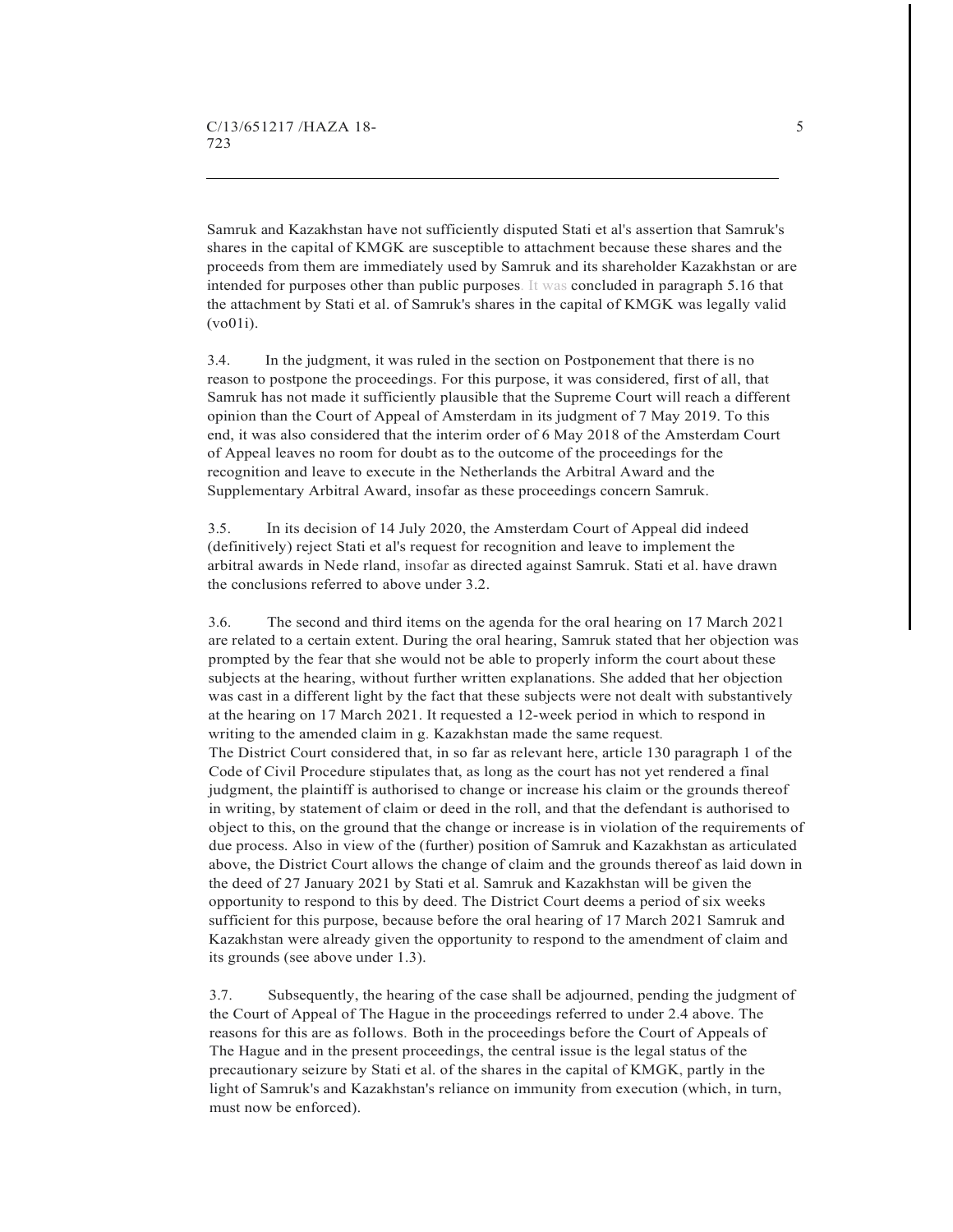Samruk and Kazakhstan have not sufficiently disputed Stati et al's assertion that Samruk's shares in the capital of KMGK are susceptible to attachment because these shares and the proceeds from them are immediately used by Samruk and its shareholder Kazakhstan or are intended for purposes other than public purposes. It was concluded in paragraph 5.16 that the attachment by Stati et al. of Samruk's shares in the capital of KMGK was legally valid (vo01i).

3.4. In the judgment, it was ruled in the section on Postponement that there is no reason to postpone the proceedings. For this purpose, it was considered, first of all, that Samruk has not made it sufficiently plausible that the Supreme Court will reach a different opinion than the Court of Appeal of Amsterdam in its judgment of 7 May 2019. To this end, it was also considered that the interim order of 6 May 2018 of the Amsterdam Court of Appeal leaves no room for doubt as to the outcome of the proceedings for the recognition and leave to execute in the Netherlands the Arbitral Award and the Supplementary Arbitral Award, insofar as these proceedings concern Samruk.

3.5. In its decision of 14 July 2020, the Amsterdam Court of Appeal did indeed (definitively) reject Stati et al's request for recognition and leave to implement the arbitral awards in Nede rland, insofar as directed against Samruk. Stati et al. have drawn the conclusions referred to above under 3.2.

3.6. The second and third items on the agenda for the oral hearing on 17 March 2021 are related to a certain extent. During the oral hearing, Samruk stated that her objection was prompted by the fear that she would not be able to properly inform the court about these subjects at the hearing, without further written explanations. She added that her objection was cast in a different light by the fact that these subjects were not dealt with substantively at the hearing on 17 March 2021. It requested a 12-week period in which to respond in writing to the amended claim in g. Kazakhstan made the same request.
The District Court considered that, in so far as relevant here, article 130 paragraph 1 of the Code of Civil Procedure stipulates that, as long as the court has not yet rendered a final judgment, the plaintiff is authorised to change or increase his claim or the grounds thereof in writing, by statement of claim or deed in the roll, and that the defendant is authorised to object to this, on the ground that the change or increase is in violation of the requirements of due process. Also in view of the (further) position of Samruk and Kazakhstan as articulated above, the District Court allows the change of claim and the grounds thereof as laid down in the deed of 27 January 2021 by Stati et al. Samruk and Kazakhstan will be given the opportunity to respond to this by deed. The District Court deems a period of six weeks sufficient for this purpose, because before the oral hearing of 17 March 2021 Samruk and Kazakhstan were already given the opportunity to respond to the amendment of claim and its grounds (see above under 1.3).

3.7. Subsequently, the hearing of the case shall be adjourned, pending the judgment of the Court of Appeal of The Hague in the proceedings referred to under 2.4 above. The reasons for this are as follows. Both in the proceedings before the Court of Appeals of The Hague and in the present proceedings, the central issue is the legal status of the precautionary seizure by Stati et al. of the shares in the capital of KMGK, partly in the light of Samruk's and Kazakhstan's reliance on immunity from execution (which, in turn, must now be enforced).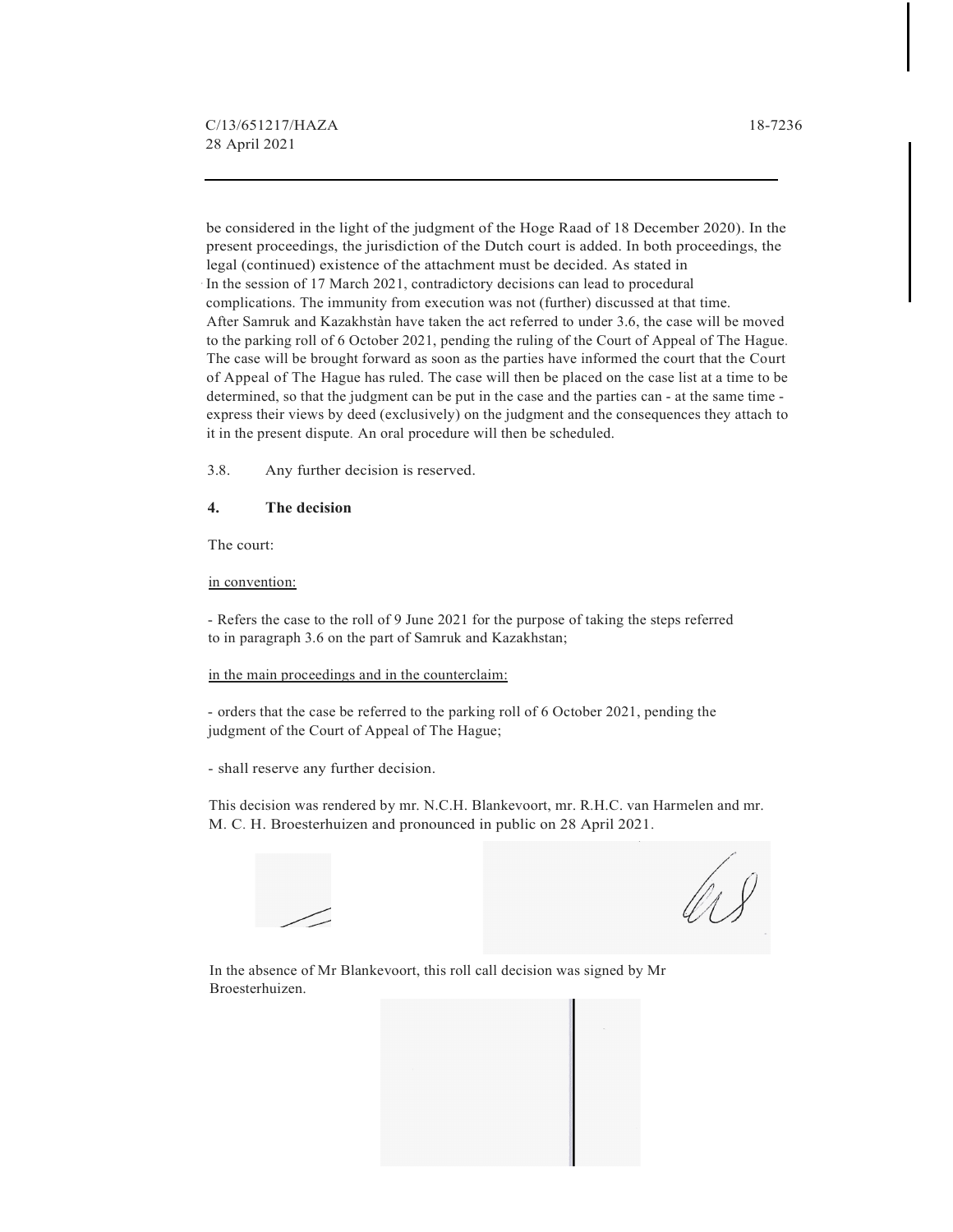be considered in the light of the judgment of the Hoge Raad of 18 December 2020). In the present proceedings, the jurisdiction of the Dutch court is added. In both proceedings, the legal (continued) existence of the attachment must be decided. As stated in
In the session of 17 March 2021, contradictory decisions can lead to procedural complications. The immunity from execution was not (further) discussed at that time.
After Samruk and Kazakhstàn have taken the act referred to under 3.6, the case will be moved to the parking roll of 6 October 2021, pending the ruling of the Court of Appeal of The Hague. The case will be brought forward as soon as the parties have informed the court that the Court of Appeal of The Hague has ruled. The case will then be placed on the case list at a time to be determined, so that the judgment can be put in the case and the parties can - at the same time - express their views by deed (exclusively) on the judgment and the consequences they attach to it in the present dispute. An oral procedure will then be scheduled.

3.8. Any further decision is reserved.

## 4. The decision

The court:

in convention:

- Refers the case to the roll of 9 June 2021 for the purpose of taking the steps referred to in paragraph 3.6 on the part of Samruk and Kazakhstan;

in the main proceedings and in the counterclaim:

- orders that the case be referred to the parking roll of 6 October 2021, pending the judgment of the Court of Appeal of The Hague;

- shall reserve any further decision.

This decision was rendered by mr. N.C.H. Blankevoort, mr. R.H.C. van Harmelen and mr. M. C. H. Broesterhuizen and pronounced in public on 28 April 2021.

In the absence of Mr Blankevoort, this roll call decision was signed by Mr Broesterhuizen.